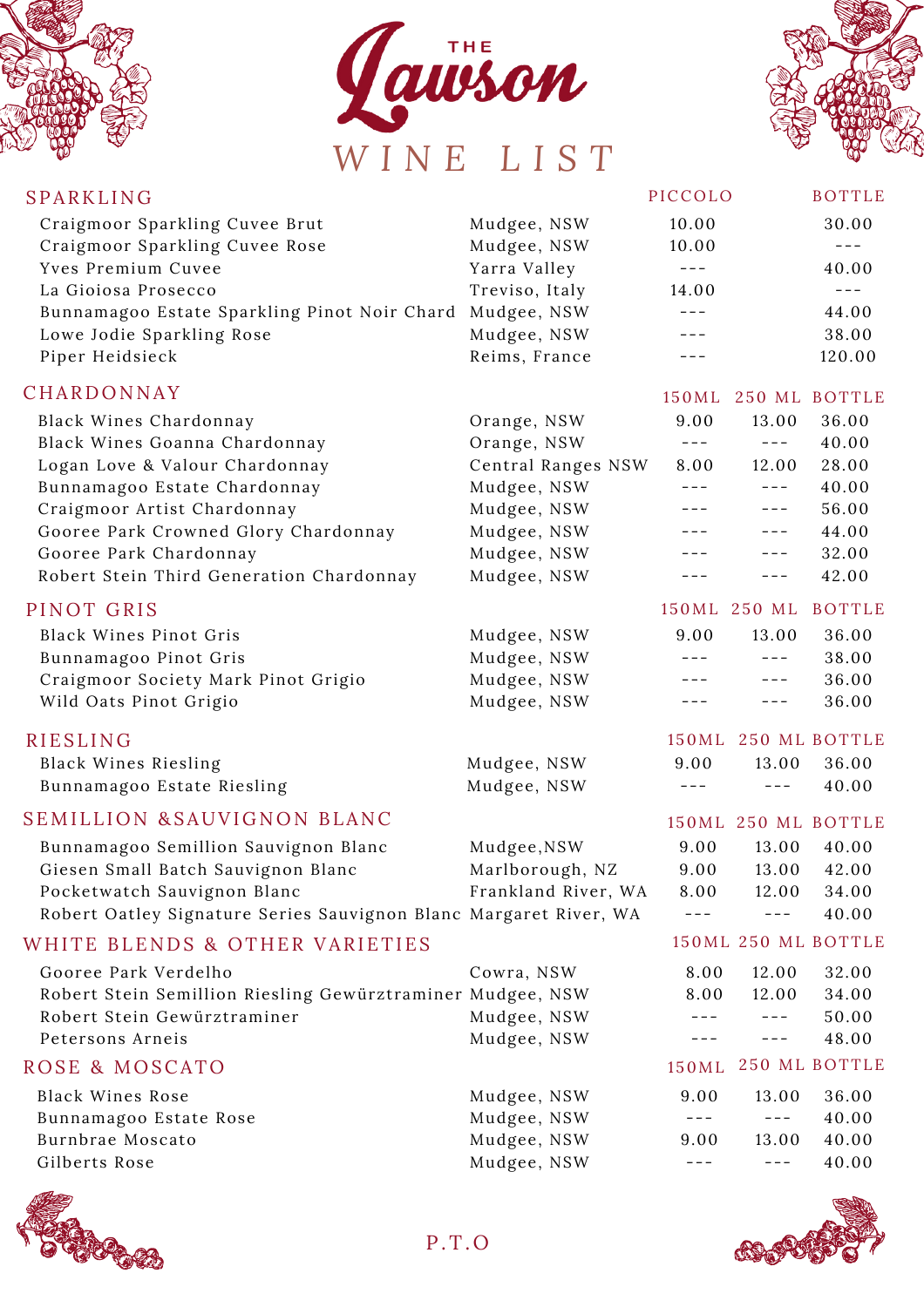# THE Lawson

## WINE LIST

| SPARKLING | | PICCOLO | BOTTLE |
|---|---|---|---|
| Craigmoor Sparkling Cuvee Brut | Mudgee, NSW | 10.00 | 30.00 |
| Craigmoor Sparkling Cuvee Rose | Mudgee, NSW | 10.00 | --- |
| Yves Premium Cuvee | Yarra Valley | --- | 40.00 |
| La Gioiosa Prosecco | Treviso, Italy | 14.00 | --- |
| Bunnamagoo Estate Sparkling Pinot Noir Chard | Mudgee, NSW | --- | 44.00 |
| Lowe Jodie Sparkling Rose | Mudgee, NSW | --- | 38.00 |
| Piper Heidsieck | Reims, France | --- | 120.00 |

| CHARDONNAY | | 150ML | 250 ML | BOTTLE |
|---|---|---|---|---|
| Black Wines Chardonnay | Orange, NSW | 9.00 | 13.00 | 36.00 |
| Black Wines Goanna Chardonnay | Orange, NSW | --- | --- | 40.00 |
| Logan Love & Valour Chardonnay | Central Ranges NSW | 8.00 | 12.00 | 28.00 |
| Bunnamagoo Estate Chardonnay | Mudgee, NSW | --- | --- | 40.00 |
| Craigmoor Artist Chardonnay | Mudgee, NSW | --- | --- | 56.00 |
| Gooree Park Crowned Glory Chardonnay | Mudgee, NSW | --- | --- | 44.00 |
| Gooree Park Chardonnay | Mudgee, NSW | --- | --- | 32.00 |
| Robert Stein Third Generation Chardonnay | Mudgee, NSW | --- | --- | 42.00 |

| PINOT GRIS | | 150ML | 250 ML | BOTTLE |
|---|---|---|---|---|
| Black Wines Pinot Gris | Mudgee, NSW | 9.00 | 13.00 | 36.00 |
| Bunnamagoo Pinot Gris | Mudgee, NSW | --- | --- | 38.00 |
| Craigmoor Society Mark Pinot Grigio | Mudgee, NSW | --- | --- | 36.00 |
| Wild Oats Pinot Grigio | Mudgee, NSW | --- | --- | 36.00 |

| RIESLING | | 150ML | 250 ML | BOTTLE |
|---|---|---|---|---|
| Black Wines Riesling | Mudgee, NSW | 9.00 | 13.00 | 36.00 |
| Bunnamagoo Estate Riesling | Mudgee, NSW | --- | --- | 40.00 |

| SEMILLION &SAUVIGNON BLANC | | 150ML | 250 ML | BOTTLE |
|---|---|---|---|---|
| Bunnamagoo Semillion Sauvignon Blanc | Mudgee,NSW | 9.00 | 13.00 | 40.00 |
| Giesen Small Batch Sauvignon Blanc | Marlborough, NZ | 9.00 | 13.00 | 42.00 |
| Pocketwatch Sauvignon Blanc | Frankland River, WA | 8.00 | 12.00 | 34.00 |
| Robert Oatley Signature Series Sauvignon Blanc | Margaret River, WA | --- | --- | 40.00 |

| WHITE BLENDS & OTHER VARIETIES | | 150ML | 250 ML | BOTTLE |
|---|---|---|---|---|
| Gooree Park Verdelho | Cowra, NSW | 8.00 | 12.00 | 32.00 |
| Robert Stein Semillion Riesling Gewürztraminer | Mudgee, NSW | 8.00 | 12.00 | 34.00 |
| Robert Stein Gewürztraminer | Mudgee, NSW | --- | --- | 50.00 |
| Petersons Arneis | Mudgee, NSW | --- | --- | 48.00 |

| ROSE & MOSCATO | | 150ML | 250 ML | BOTTLE |
|---|---|---|---|---|
| Black Wines Rose | Mudgee, NSW | 9.00 | 13.00 | 36.00 |
| Bunnamagoo Estate Rose | Mudgee, NSW | --- | --- | 40.00 |
| Burnbrae Moscato | Mudgee, NSW | 9.00 | 13.00 | 40.00 |
| Gilberts Rose | Mudgee, NSW | --- | --- | 40.00 |

P.T.O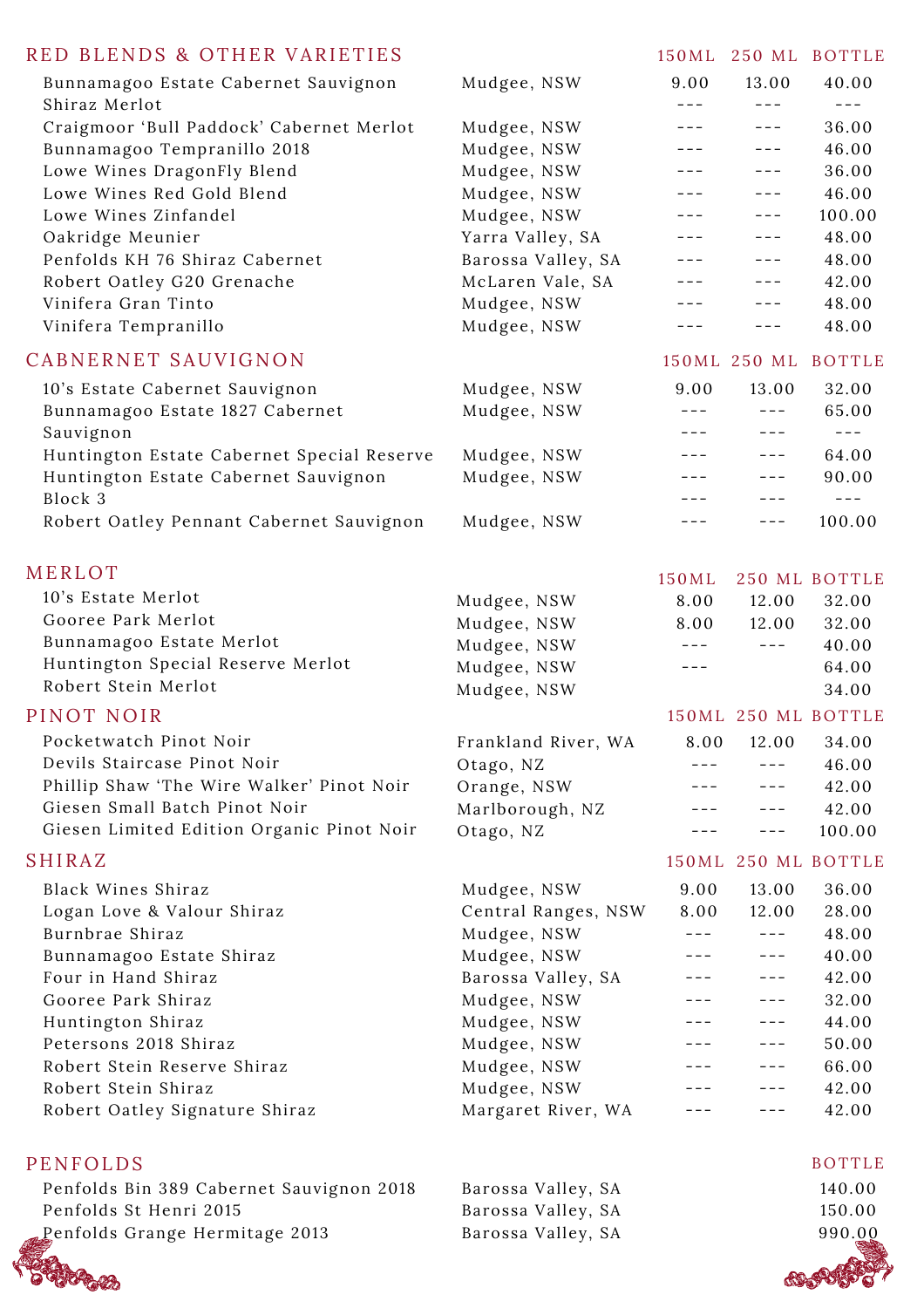## RED BLENDS & OTHER VARIETIES

| | | 150ML | 250 ML | BOTTLE |
|---|---|---|---|---|
| Bunnamagoo Estate Cabernet Sauvignon Shiraz Merlot | Mudgee, NSW | 9.00 | 13.00 | 40.00 |
| Craigmoor 'Bull Paddock' Cabernet Merlot | Mudgee, NSW | --- | --- | 36.00 |
| Bunnamagoo Tempranillo 2018 | Mudgee, NSW | --- | --- | 46.00 |
| Lowe Wines DragonFly Blend | Mudgee, NSW | --- | --- | 36.00 |
| Lowe Wines Red Gold Blend | Mudgee, NSW | --- | --- | 46.00 |
| Lowe Wines Zinfandel | Mudgee, NSW | --- | --- | 100.00 |
| Oakridge Meunier | Yarra Valley, SA | --- | --- | 48.00 |
| Penfolds KH 76 Shiraz Cabernet | Barossa Valley, SA | --- | --- | 48.00 |
| Robert Oatley G20 Grenache | McLaren Vale, SA | --- | --- | 42.00 |
| Vinifera Gran Tinto | Mudgee, NSW | --- | --- | 48.00 |
| Vinifera Tempranillo | Mudgee, NSW | --- | --- | 48.00 |

## CABNERNET SAUVIGNON

| | | 150ML | 250 ML | BOTTLE |
|---|---|---|---|---|
| 10's Estate Cabernet Sauvignon | Mudgee, NSW | 9.00 | 13.00 | 32.00 |
| Bunnamagoo Estate 1827 Cabernet Sauvignon | Mudgee, NSW | --- | --- | 65.00 |
| Huntington Estate Cabernet Special Reserve | Mudgee, NSW | --- | --- | 64.00 |
| Huntington Estate Cabernet Sauvignon Block 3 | Mudgee, NSW | --- | --- | 90.00 |
| Robert Oatley Pennant Cabernet Sauvignon | Mudgee, NSW | --- | --- | 100.00 |

## MERLOT

| | | 150ML | 250 ML | BOTTLE |
|---|---|---|---|---|
| 10's Estate Merlot | Mudgee, NSW | 8.00 | 12.00 | 32.00 |
| Gooree Park Merlot | Mudgee, NSW | 8.00 | 12.00 | 32.00 |
| Bunnamagoo Estate Merlot | Mudgee, NSW | --- | --- | 40.00 |
| Huntington Special Reserve Merlot | Mudgee, NSW | --- | | 64.00 |
| Robert Stein Merlot | Mudgee, NSW | | | 34.00 |

## PINOT NOIR

| | | 150ML | 250 ML | BOTTLE |
|---|---|---|---|---|
| Pocketwatch Pinot Noir | Frankland River, WA | 8.00 | 12.00 | 34.00 |
| Devils Staircase Pinot Noir | Otago, NZ | --- | --- | 46.00 |
| Phillip Shaw 'The Wire Walker' Pinot Noir | Orange, NSW | --- | --- | 42.00 |
| Giesen Small Batch Pinot Noir | Marlborough, NZ | --- | --- | 42.00 |
| Giesen Limited Edition Organic Pinot Noir | Otago, NZ | --- | --- | 100.00 |

## SHIRAZ

| | | 150ML | 250 ML | BOTTLE |
|---|---|---|---|---|
| Black Wines Shiraz | Mudgee, NSW | 9.00 | 13.00 | 36.00 |
| Logan Love & Valour Shiraz | Central Ranges, NSW | 8.00 | 12.00 | 28.00 |
| Burnbrae Shiraz | Mudgee, NSW | --- | --- | 48.00 |
| Bunnamagoo Estate Shiraz | Mudgee, NSW | --- | --- | 40.00 |
| Four in Hand Shiraz | Barossa Valley, SA | --- | --- | 42.00 |
| Gooree Park Shiraz | Mudgee, NSW | --- | --- | 32.00 |
| Huntington Shiraz | Mudgee, NSW | --- | --- | 44.00 |
| Petersons 2018 Shiraz | Mudgee, NSW | --- | --- | 50.00 |
| Robert Stein Reserve Shiraz | Mudgee, NSW | --- | --- | 66.00 |
| Robert Stein Shiraz | Mudgee, NSW | --- | --- | 42.00 |
| Robert Oatley Signature Shiraz | Margaret River, WA | --- | --- | 42.00 |

## PENFOLDS

| | | BOTTLE |
|---|---|---|
| Penfolds Bin 389 Cabernet Sauvignon 2018 | Barossa Valley, SA | 140.00 |
| Penfolds St Henri 2015 | Barossa Valley, SA | 150.00 |
| Penfolds Grange Hermitage 2013 | Barossa Valley, SA | 990.00 |